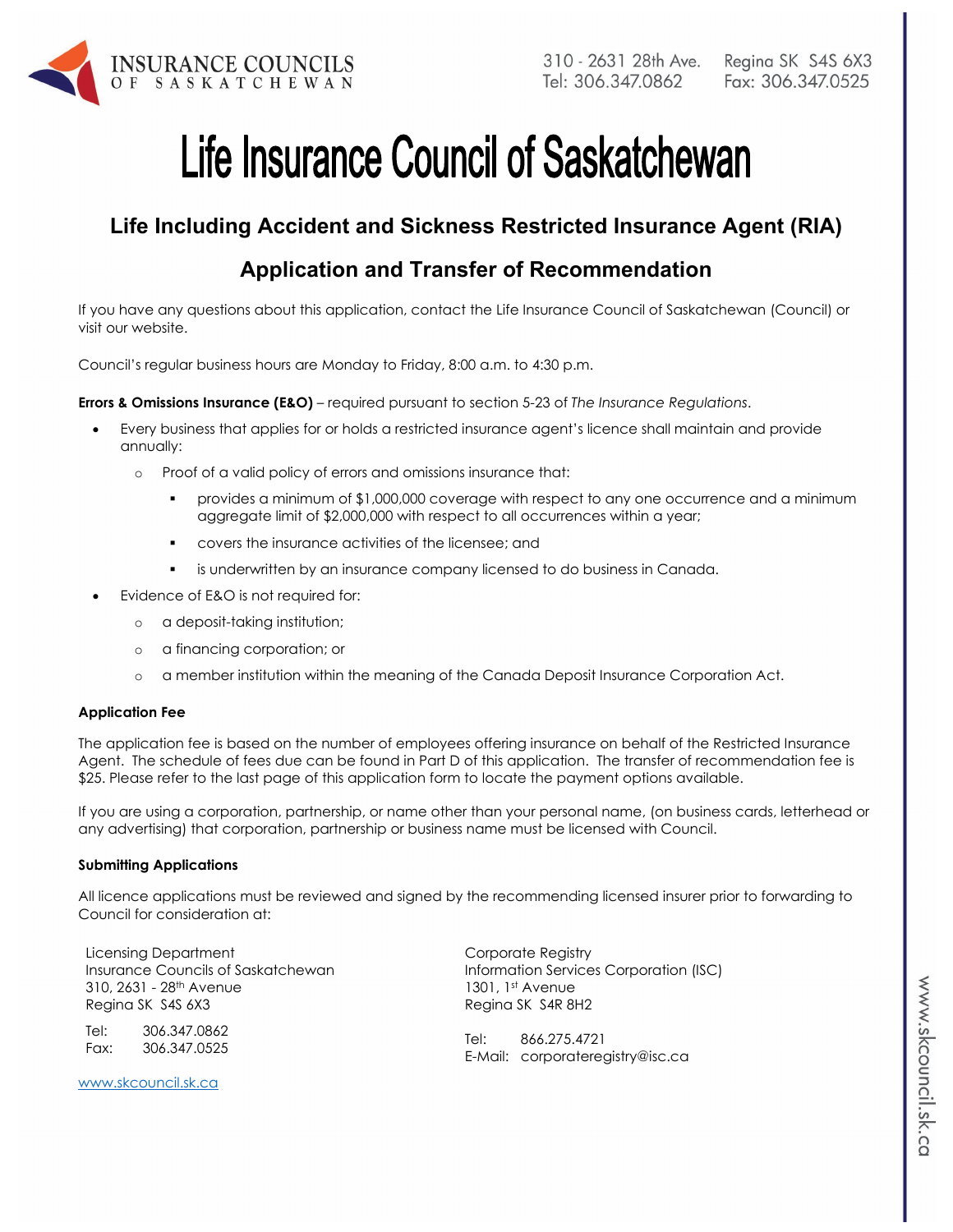INSURANCE COUNCILS OF SASKATCHEWAN

310 - 2631 28th Ave. Regina SK S4S 6X3
Tel: 306.347.0862 Fax: 306.347.0525

# Life Insurance Council of Saskatchewan

## Life Including Accident and Sickness Restricted Insurance Agent (RIA)

## Application and Transfer of Recommendation

If you have any questions about this application, contact the Life Insurance Council of Saskatchewan (Council) or visit our website.

Council's regular business hours are Monday to Friday, 8:00 a.m. to 4:30 p.m.

**Errors & Omissions Insurance (E&O)** – required pursuant to section 5-23 of *The Insurance Regulations*.

- Every business that applies for or holds a restricted insurance agent's licence shall maintain and provide annually:
  - Proof of a valid policy of errors and omissions insurance that:
    - provides a minimum of $1,000,000 coverage with respect to any one occurrence and a minimum aggregate limit of $2,000,000 with respect to all occurrences within a year;
    - covers the insurance activities of the licensee; and
    - is underwritten by an insurance company licensed to do business in Canada.
- Evidence of E&O is not required for:
  - a deposit-taking institution;
  - a financing corporation; or
  - a member institution within the meaning of the Canada Deposit Insurance Corporation Act.

**Application Fee**

The application fee is based on the number of employees offering insurance on behalf of the Restricted Insurance Agent. The schedule of fees due can be found in Part D of this application. The transfer of recommendation fee is $25. Please refer to the last page of this application form to locate the payment options available.

If you are using a corporation, partnership, or name other than your personal name, (on business cards, letterhead or any advertising) that corporation, partnership or business name must be licensed with Council.

**Submitting Applications**

All licence applications must be reviewed and signed by the recommending licensed insurer prior to forwarding to Council for consideration at:

Licensing Department
Insurance Councils of Saskatchewan
310, 2631 - 28th Avenue
Regina SK S4S 6X3

Tel: 306.347.0862
Fax: 306.347.0525

www.skcouncil.sk.ca

Corporate Registry
Information Services Corporation (ISC)
1301, 1st Avenue
Regina SK S4R 8H2

Tel: 866.275.4721
E-Mail: corporateregistry@isc.ca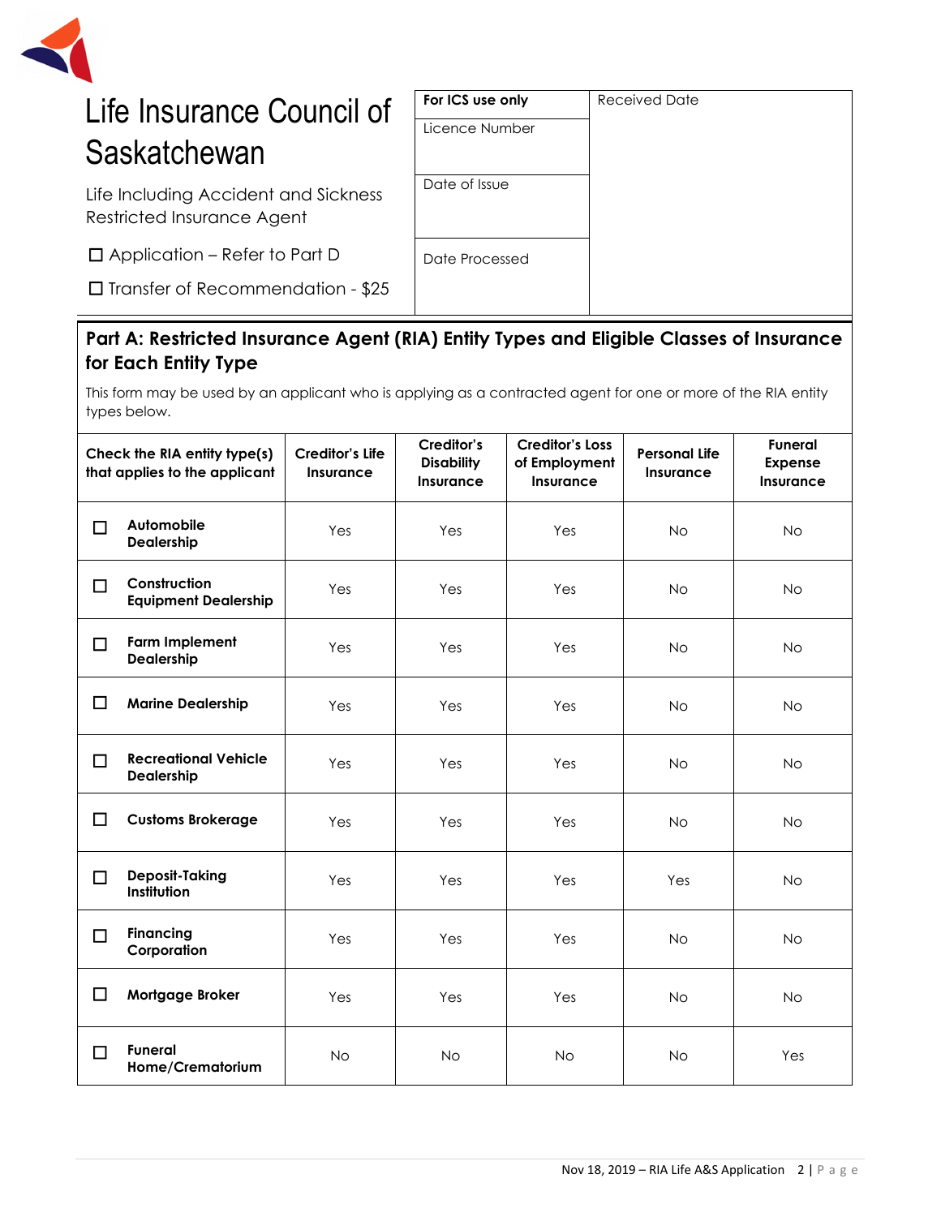# Life Insurance Council of Saskatchewan

Life Including Accident and Sickness Restricted Insurance Agent

☐ Application – Refer to Part D

☐ Transfer of Recommendation - $25

| For ICS use only | Received Date |
|---|---|
| Licence Number | |
| Date of Issue | |
| Date Processed | |

## Part A: Restricted Insurance Agent (RIA) Entity Types and Eligible Classes of Insurance for Each Entity Type

This form may be used by an applicant who is applying as a contracted agent for one or more of the RIA entity types below.

| Check the RIA entity type(s) that applies to the applicant | Creditor's Life Insurance | Creditor's Disability Insurance | Creditor's Loss of Employment Insurance | Personal Life Insurance | Funeral Expense Insurance |
|---|---|---|---|---|---|
| ☐ **Automobile Dealership** | Yes | Yes | Yes | No | No |
| ☐ **Construction Equipment Dealership** | Yes | Yes | Yes | No | No |
| ☐ **Farm Implement Dealership** | Yes | Yes | Yes | No | No |
| ☐ **Marine Dealership** | Yes | Yes | Yes | No | No |
| ☐ **Recreational Vehicle Dealership** | Yes | Yes | Yes | No | No |
| ☐ **Customs Brokerage** | Yes | Yes | Yes | No | No |
| ☐ **Deposit-Taking Institution** | Yes | Yes | Yes | Yes | No |
| ☐ **Financing Corporation** | Yes | Yes | Yes | No | No |
| ☐ **Mortgage Broker** | Yes | Yes | Yes | No | No |
| ☐ **Funeral Home/Crematorium** | No | No | No | No | Yes |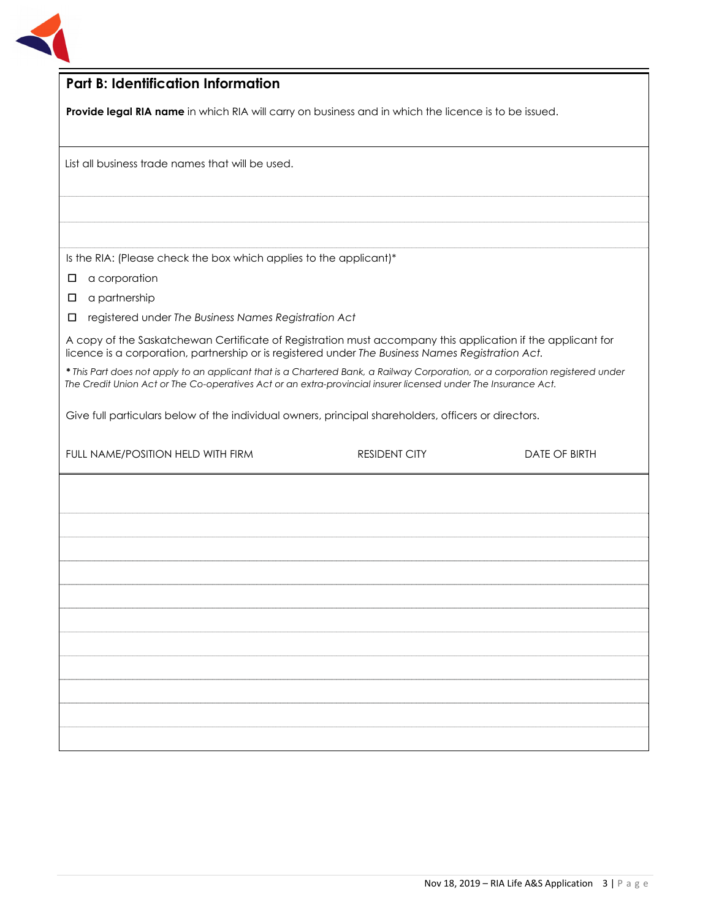## Part B: Identification Information

**Provide legal RIA name** in which RIA will carry on business and in which the licence is to be issued.

List all business trade names that will be used.

Is the RIA: (Please check the box which applies to the applicant)*

- ☐ a corporation
- ☐ a partnership
- ☐ registered under *The Business Names Registration Act*

A copy of the Saskatchewan Certificate of Registration must accompany this application if the applicant for licence is a corporation, partnership or is registered under *The Business Names Registration Act.*

*** *This Part does not apply to an applicant that is a Chartered Bank, a Railway Corporation, or a corporation registered under The Credit Union Act or The Co-operatives Act or an extra-provincial insurer licensed under The Insurance Act.*

Give full particulars below of the individual owners, principal shareholders, officers or directors.

| FULL NAME/POSITION HELD WITH FIRM | RESIDENT CITY | DATE OF BIRTH |
|---|---|---|
| | | |
| | | |
| | | |
| | | |
| | | |
| | | |
| | | |
| | | |
| | | |
| | | |
| | | |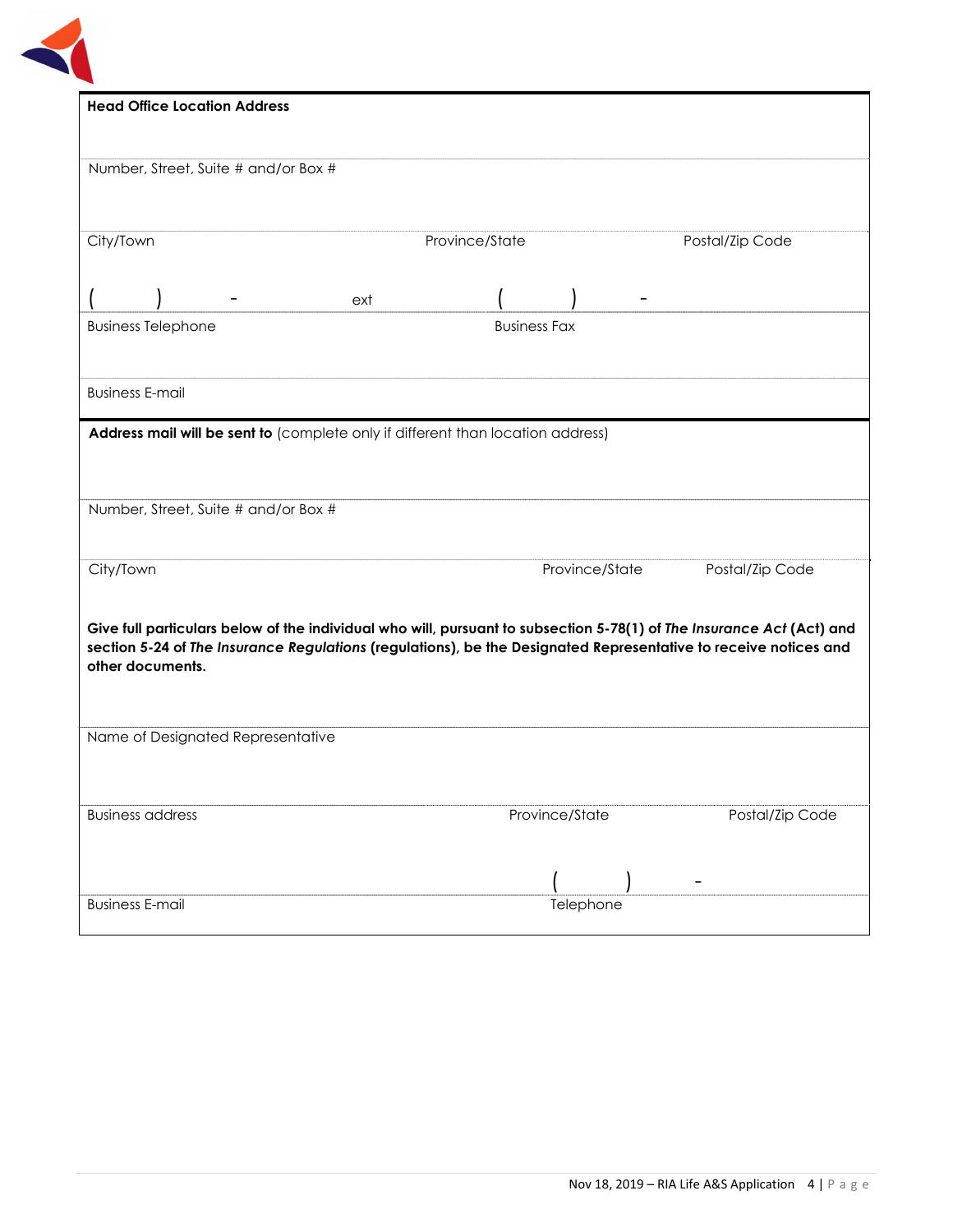**Head Office Location Address**

Number, Street, Suite # and/or Box #

City/Town | Province/State | Postal/Zip Code

( ) - ext ( ) -

Business Telephone | Business Fax

Business E-mail

**Address mail will be sent to** (complete only if different than location address)

Number, Street, Suite # and/or Box #

City/Town | Province/State | Postal/Zip Code

**Give full particulars below of the individual who will, pursuant to subsection 5-78(1) of *The Insurance Act* (Act) and section 5-24 of *The Insurance Regulations* (regulations), be the Designated Representative to receive notices and other documents.**

Name of Designated Representative

Business address | Province/State | Postal/Zip Code

( ) -

Business E-mail | Telephone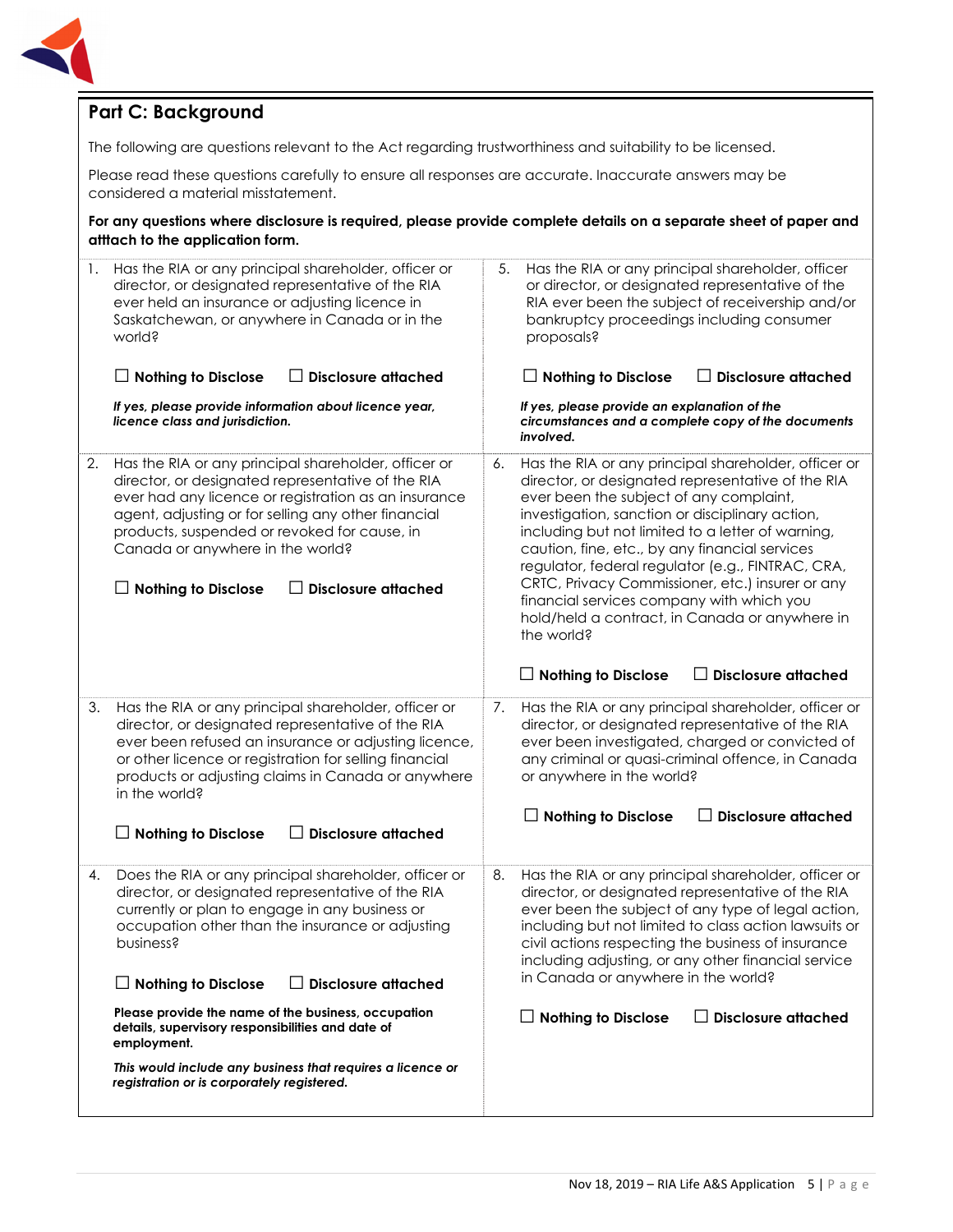## Part C: Background

The following are questions relevant to the Act regarding trustworthiness and suitability to be licensed.

Please read these questions carefully to ensure all responses are accurate. Inaccurate answers may be considered a material misstatement.

**For any questions where disclosure is required, please provide complete details on a separate sheet of paper and atttach to the application form.**

1. Has the RIA or any principal shareholder, officer or director, or designated representative of the RIA ever held an insurance or adjusting licence in Saskatchewan, or anywhere in Canada or in the world?

   ☐ **Nothing to Disclose** ☐ **Disclosure attached**

   ***If yes, please provide information about licence year, licence class and jurisdiction.***

2. Has the RIA or any principal shareholder, officer or director, or designated representative of the RIA ever had any licence or registration as an insurance agent, adjusting or for selling any other financial products, suspended or revoked for cause, in Canada or anywhere in the world?

   ☐ **Nothing to Disclose** ☐ **Disclosure attached**

3. Has the RIA or any principal shareholder, officer or director, or designated representative of the RIA ever been refused an insurance or adjusting licence, or other licence or registration for selling financial products or adjusting claims in Canada or anywhere in the world?

   ☐ **Nothing to Disclose** ☐ **Disclosure attached**

4. Does the RIA or any principal shareholder, officer or director, or designated representative of the RIA currently or plan to engage in any business or occupation other than the insurance or adjusting business?

   ☐ **Nothing to Disclose** ☐ **Disclosure attached**

   **Please provide the name of the business, occupation details, supervisory responsibilities and date of employment.**

   ***This would include any business that requires a licence or registration or is corporately registered.***

5. Has the RIA or any principal shareholder, officer or director, or designated representative of the RIA ever been the subject of receivership and/or bankruptcy proceedings including consumer proposals?

   ☐ **Nothing to Disclose** ☐ **Disclosure attached**

   ***If yes, please provide an explanation of the circumstances and a complete copy of the documents involved.***

6. Has the RIA or any principal shareholder, officer or director, or designated representative of the RIA ever been the subject of any complaint, investigation, sanction or disciplinary action, including but not limited to a letter of warning, caution, fine, etc., by any financial services regulator, federal regulator (e.g., FINTRAC, CRA, CRTC, Privacy Commissioner, etc.) insurer or any financial services company with which you hold/held a contract, in Canada or anywhere in the world?

   ☐ **Nothing to Disclose** ☐ **Disclosure attached**

7. Has the RIA or any principal shareholder, officer or director, or designated representative of the RIA ever been investigated, charged or convicted of any criminal or quasi-criminal offence, in Canada or anywhere in the world?

   ☐ **Nothing to Disclose** ☐ **Disclosure attached**

8. Has the RIA or any principal shareholder, officer or director, or designated representative of the RIA ever been the subject of any type of legal action, including but not limited to class action lawsuits or civil actions respecting the business of insurance including adjusting, or any other financial service in Canada or anywhere in the world?

   ☐ **Nothing to Disclose** ☐ **Disclosure attached**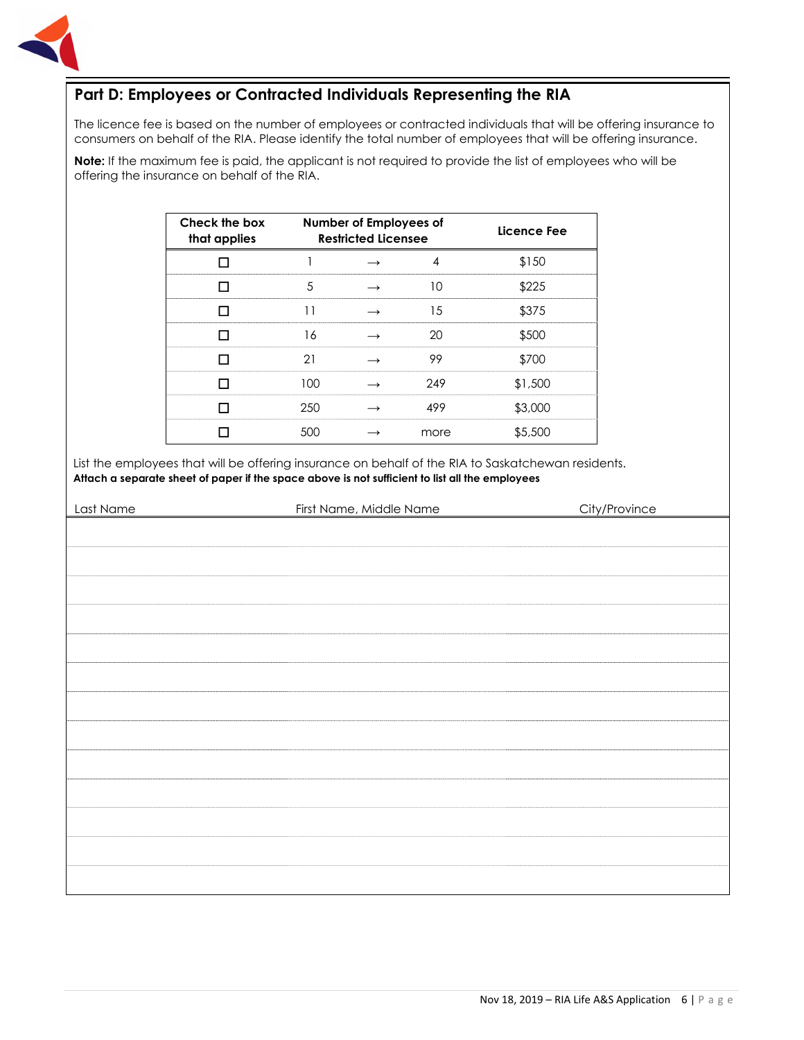## Part D: Employees or Contracted Individuals Representing the RIA

The licence fee is based on the number of employees or contracted individuals that will be offering insurance to consumers on behalf of the RIA. Please identify the total number of employees that will be offering insurance.

**Note:** If the maximum fee is paid, the applicant is not required to provide the list of employees who will be offering the insurance on behalf of the RIA.

| Check the box that applies | Number of Employees of Restricted Licensee | | | Licence Fee |
|---|---|---|---|---|
| ☐ | 1 | → | 4 | $150 |
| ☐ | 5 | → | 10 | $225 |
| ☐ | 11 | → | 15 | $375 |
| ☐ | 16 | → | 20 | $500 |
| ☐ | 21 | → | 99 | $700 |
| ☐ | 100 | → | 249 | $1,500 |
| ☐ | 250 | → | 499 | $3,000 |
| ☐ | 500 | → | more | $5,500 |

List the employees that will be offering insurance on behalf of the RIA to Saskatchewan residents.
**Attach a separate sheet of paper if the space above is not sufficient to list all the employees**

| Last Name | First Name, Middle Name | City/Province |
|---|---|---|
| | | |
| | | |
| | | |
| | | |
| | | |
| | | |
| | | |
| | | |
| | | |
| | | |
| | | |
| | | |
| | | |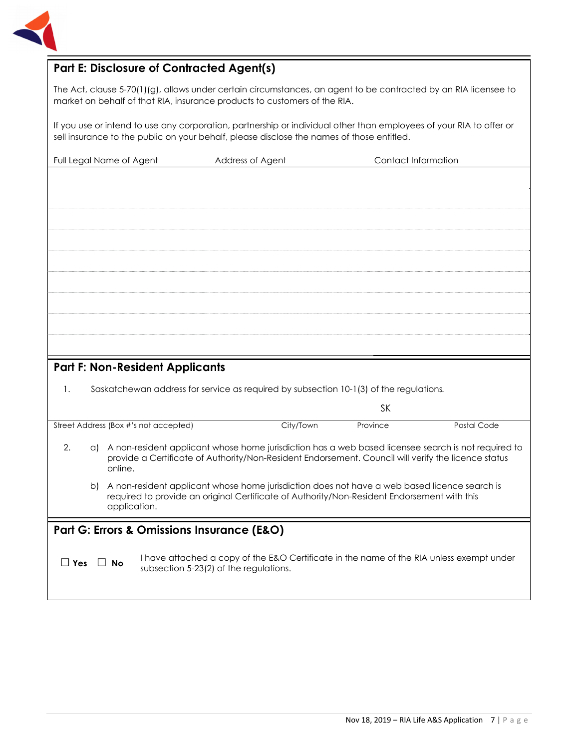## Part E: Disclosure of Contracted Agent(s)

The Act, clause 5-70(1)(g), allows under certain circumstances, an agent to be contracted by an RIA licensee to market on behalf of that RIA, insurance products to customers of the RIA.

If you use or intend to use any corporation, partnership or individual other than employees of your RIA to offer or sell insurance to the public on your behalf, please disclose the names of those entitled.

| Full Legal Name of Agent | Address of Agent | Contact Information |
|---|---|---|
| | | |
| | | |
| | | |
| | | |
| | | |
| | | |
| | | |
| | | |
| | | |

## Part F: Non-Resident Applicants

1. Saskatchewan address for service as required by subsection 10-1(3) of the regulations.

| | | SK | |
|---|---|---|---|
| Street Address (Box #'s not accepted) | City/Town | Province | Postal Code |

2. a) A non-resident applicant whose home jurisdiction has a web based licensee search is not required to provide a Certificate of Authority/Non-Resident Endorsement. Council will verify the licence status online.

   b) A non-resident applicant whose home jurisdiction does not have a web based licence search is required to provide an original Certificate of Authority/Non-Resident Endorsement with this application.

## Part G: Errors & Omissions Insurance (E&O)

☐ **Yes** ☐ **No** I have attached a copy of the E&O Certificate in the name of the RIA unless exempt under subsection 5-23(2) of the regulations.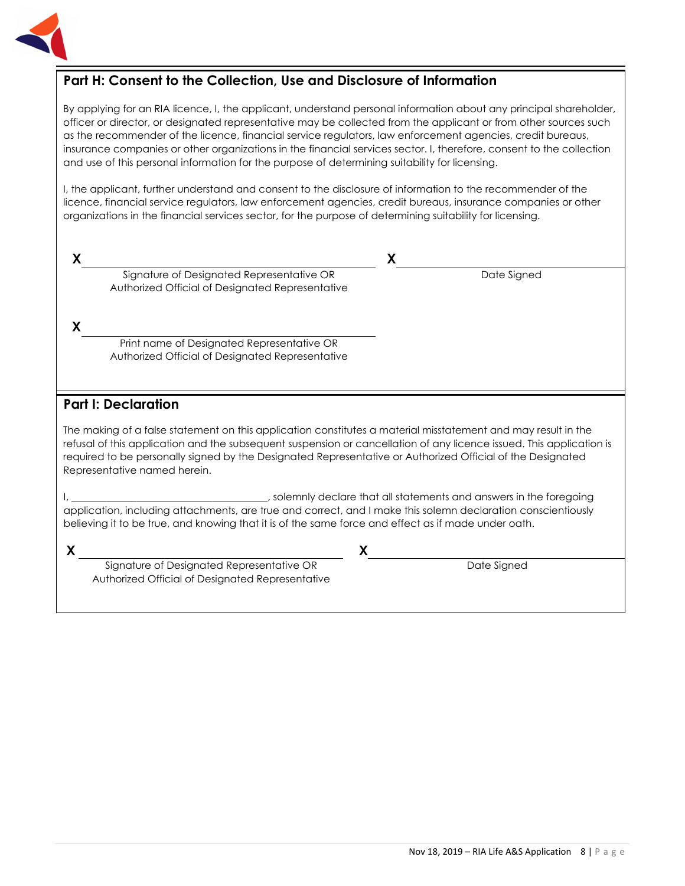## Part H: Consent to the Collection, Use and Disclosure of Information

By applying for an RIA licence, I, the applicant, understand personal information about any principal shareholder, officer or director, or designated representative may be collected from the applicant or from other sources such as the recommender of the licence, financial service regulators, law enforcement agencies, credit bureaus, insurance companies or other organizations in the financial services sector. I, therefore, consent to the collection and use of this personal information for the purpose of determining suitability for licensing.

I, the applicant, further understand and consent to the disclosure of information to the recommender of the licence, financial service regulators, law enforcement agencies, credit bureaus, insurance companies or other organizations in the financial services sector, for the purpose of determining suitability for licensing.

X ______________________________________________
Signature of Designated Representative OR Authorized Official of Designated Representative

X ______________________________________________
Date Signed

X ______________________________________________
Print name of Designated Representative OR Authorized Official of Designated Representative

## Part I: Declaration

The making of a false statement on this application constitutes a material misstatement and may result in the refusal of this application and the subsequent suspension or cancellation of any licence issued. This application is required to be personally signed by the Designated Representative or Authorized Official of the Designated Representative named herein.

I, ______________________________________, solemnly declare that all statements and answers in the foregoing application, including attachments, are true and correct, and I make this solemn declaration conscientiously believing it to be true, and knowing that it is of the same force and effect as if made under oath.

X ______________________________________________
Signature of Designated Representative OR Authorized Official of Designated Representative

X ______________________________________________
Date Signed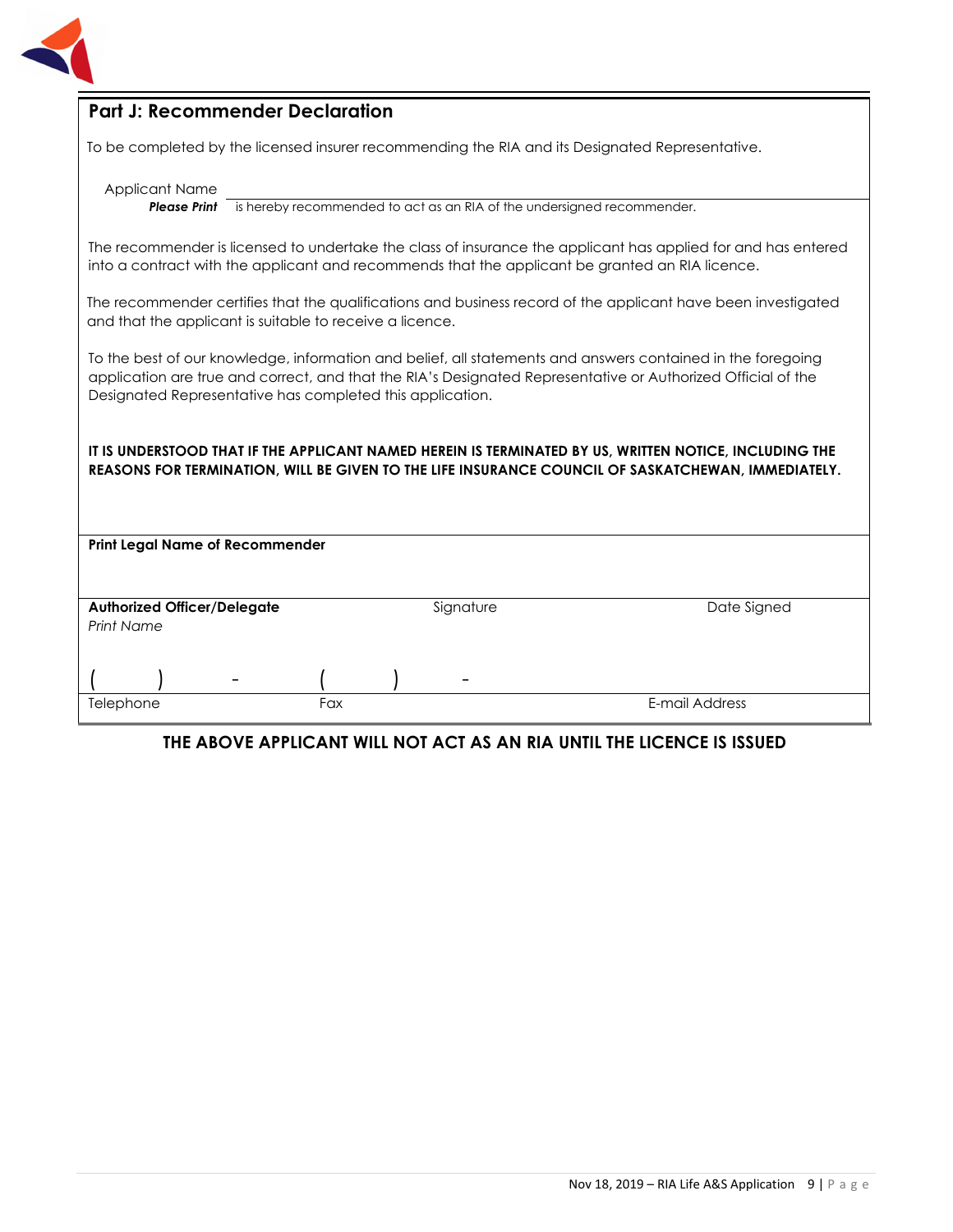## Part J: Recommender Declaration

To be completed by the licensed insurer recommending the RIA and its Designated Representative.

Applicant Name ______________________________________________
***Please Print*** is hereby recommended to act as an RIA of the undersigned recommender.

The recommender is licensed to undertake the class of insurance the applicant has applied for and has entered into a contract with the applicant and recommends that the applicant be granted an RIA licence.

The recommender certifies that the qualifications and business record of the applicant have been investigated and that the applicant is suitable to receive a licence.

To the best of our knowledge, information and belief, all statements and answers contained in the foregoing application are true and correct, and that the RIA's Designated Representative or Authorized Official of the Designated Representative has completed this application.

**IT IS UNDERSTOOD THAT IF THE APPLICANT NAMED HEREIN IS TERMINATED BY US, WRITTEN NOTICE, INCLUDING THE REASONS FOR TERMINATION, WILL BE GIVEN TO THE LIFE INSURANCE COUNCIL OF SASKATCHEWAN, IMMEDIATELY.**

**Print Legal Name of Recommender**

| **Authorized Officer/Delegate** *Print Name* | Signature | Date Signed |
|---|---|---|
| (      )      - | (      )      - | |
| Telephone | Fax | E-mail Address |

**THE ABOVE APPLICANT WILL NOT ACT AS AN RIA UNTIL THE LICENCE IS ISSUED**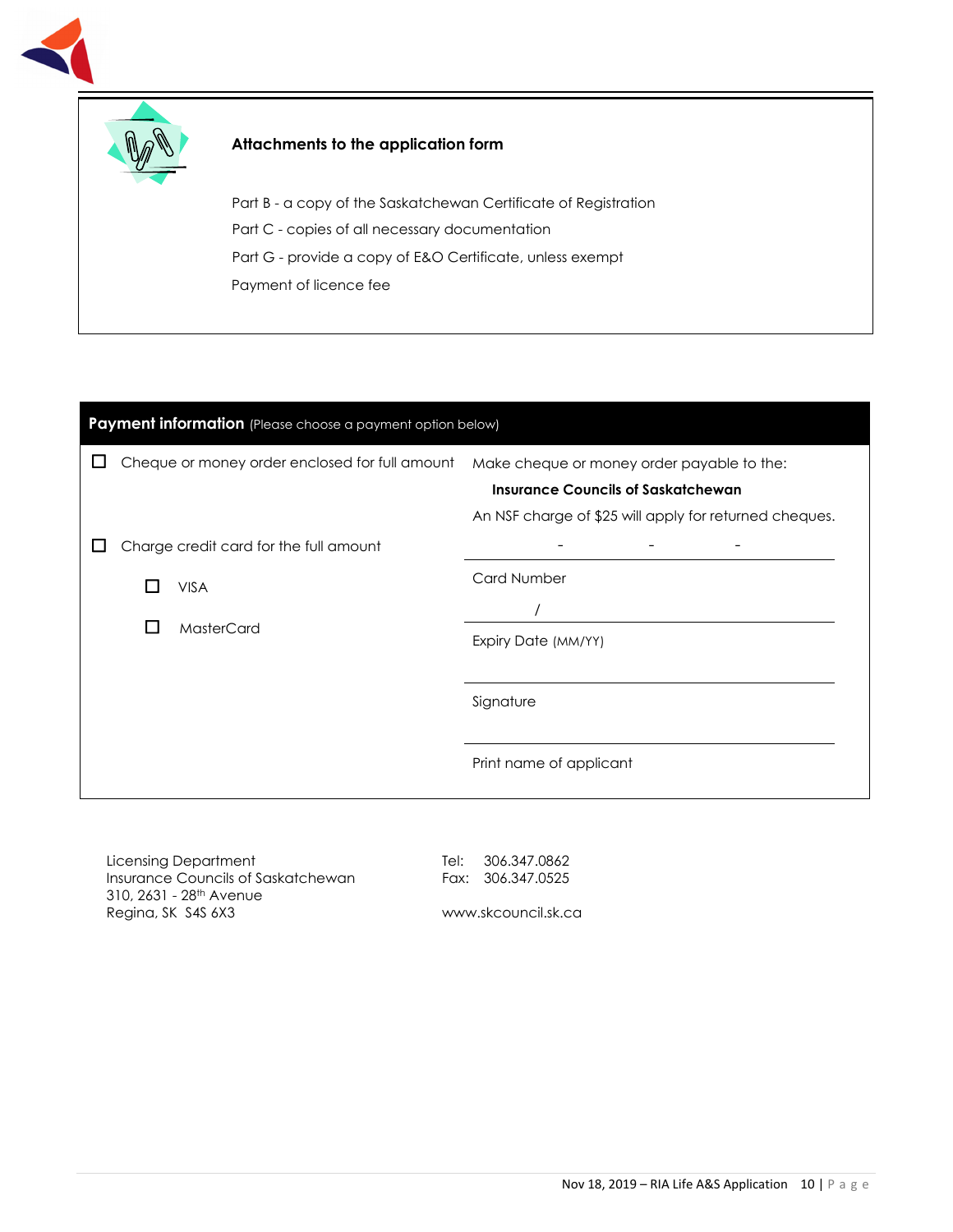### Attachments to the application form

Part B - a copy of the Saskatchewan Certificate of Registration

Part C - copies of all necessary documentation

Part G - provide a copy of E&O Certificate, unless exempt

Payment of licence fee

### Payment information (Please choose a payment option below)

☐ Cheque or money order enclosed for full amount

Make cheque or money order payable to the:

**Insurance Councils of Saskatchewan**

An NSF charge of $25 will apply for returned cheques.

☐ Charge credit card for the full amount

- ☐ VISA
- ☐ MasterCard

\_\_\_\_ - \_\_\_\_ - \_\_\_\_ - \_\_\_\_

Card Number

\_\_\_\_ / \_\_\_\_

Expiry Date (MM/YY)

\_\_\_\_\_\_\_\_\_\_\_\_\_\_\_\_\_\_\_\_

Signature

\_\_\_\_\_\_\_\_\_\_\_\_\_\_\_\_\_\_\_\_

Print name of applicant

Licensing Department
Insurance Councils of Saskatchewan
310, 2631 - 28th Avenue
Regina, SK S4S 6X3

Tel: 306.347.0862
Fax: 306.347.0525

www.skcouncil.sk.ca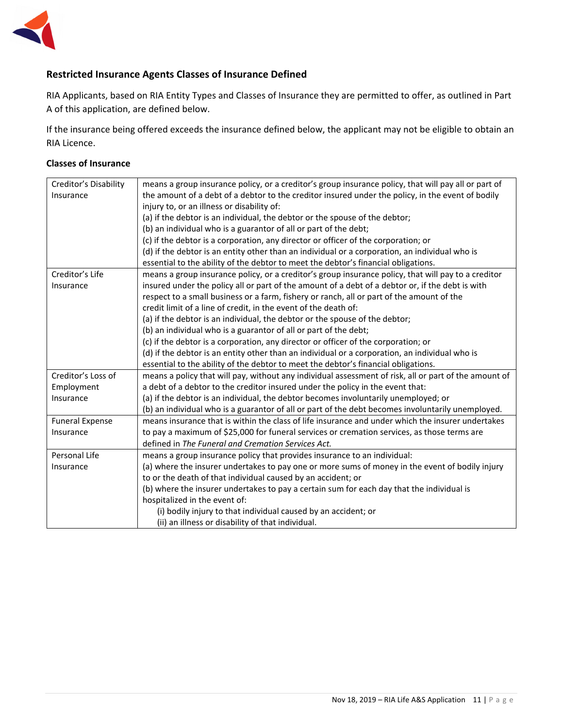## Restricted Insurance Agents Classes of Insurance Defined

RIA Applicants, based on RIA Entity Types and Classes of Insurance they are permitted to offer, as outlined in Part A of this application, are defined below.

If the insurance being offered exceeds the insurance defined below, the applicant may not be eligible to obtain an RIA Licence.

### Classes of Insurance

| Class | Definition |
|---|---|
| Creditor's Disability Insurance | means a group insurance policy, or a creditor's group insurance policy, that will pay all or part of the amount of a debt of a debtor to the creditor insured under the policy, in the event of bodily injury to, or an illness or disability of:<br>(a) if the debtor is an individual, the debtor or the spouse of the debtor;<br>(b) an individual who is a guarantor of all or part of the debt;<br>(c) if the debtor is a corporation, any director or officer of the corporation; or<br>(d) if the debtor is an entity other than an individual or a corporation, an individual who is essential to the ability of the debtor to meet the debtor's financial obligations. |
| Creditor's Life Insurance | means a group insurance policy, or a creditor's group insurance policy, that will pay to a creditor insured under the policy all or part of the amount of a debt of a debtor or, if the debt is with respect to a small business or a farm, fishery or ranch, all or part of the amount of the credit limit of a line of credit, in the event of the death of:<br>(a) if the debtor is an individual, the debtor or the spouse of the debtor;<br>(b) an individual who is a guarantor of all or part of the debt;<br>(c) if the debtor is a corporation, any director or officer of the corporation; or<br>(d) if the debtor is an entity other than an individual or a corporation, an individual who is essential to the ability of the debtor to meet the debtor's financial obligations. |
| Creditor's Loss of Employment Insurance | means a policy that will pay, without any individual assessment of risk, all or part of the amount of a debt of a debtor to the creditor insured under the policy in the event that:<br>(a) if the debtor is an individual, the debtor becomes involuntarily unemployed; or<br>(b) an individual who is a guarantor of all or part of the debt becomes involuntarily unemployed. |
| Funeral Expense Insurance | means insurance that is within the class of life insurance and under which the insurer undertakes to pay a maximum of $25,000 for funeral services or cremation services, as those terms are defined in *The Funeral and Cremation Services Act.* |
| Personal Life Insurance | means a group insurance policy that provides insurance to an individual:<br>(a) where the insurer undertakes to pay one or more sums of money in the event of bodily injury to or the death of that individual caused by an accident; or<br>(b) where the insurer undertakes to pay a certain sum for each day that the individual is hospitalized in the event of:<br>(i) bodily injury to that individual caused by an accident; or<br>(ii) an illness or disability of that individual. |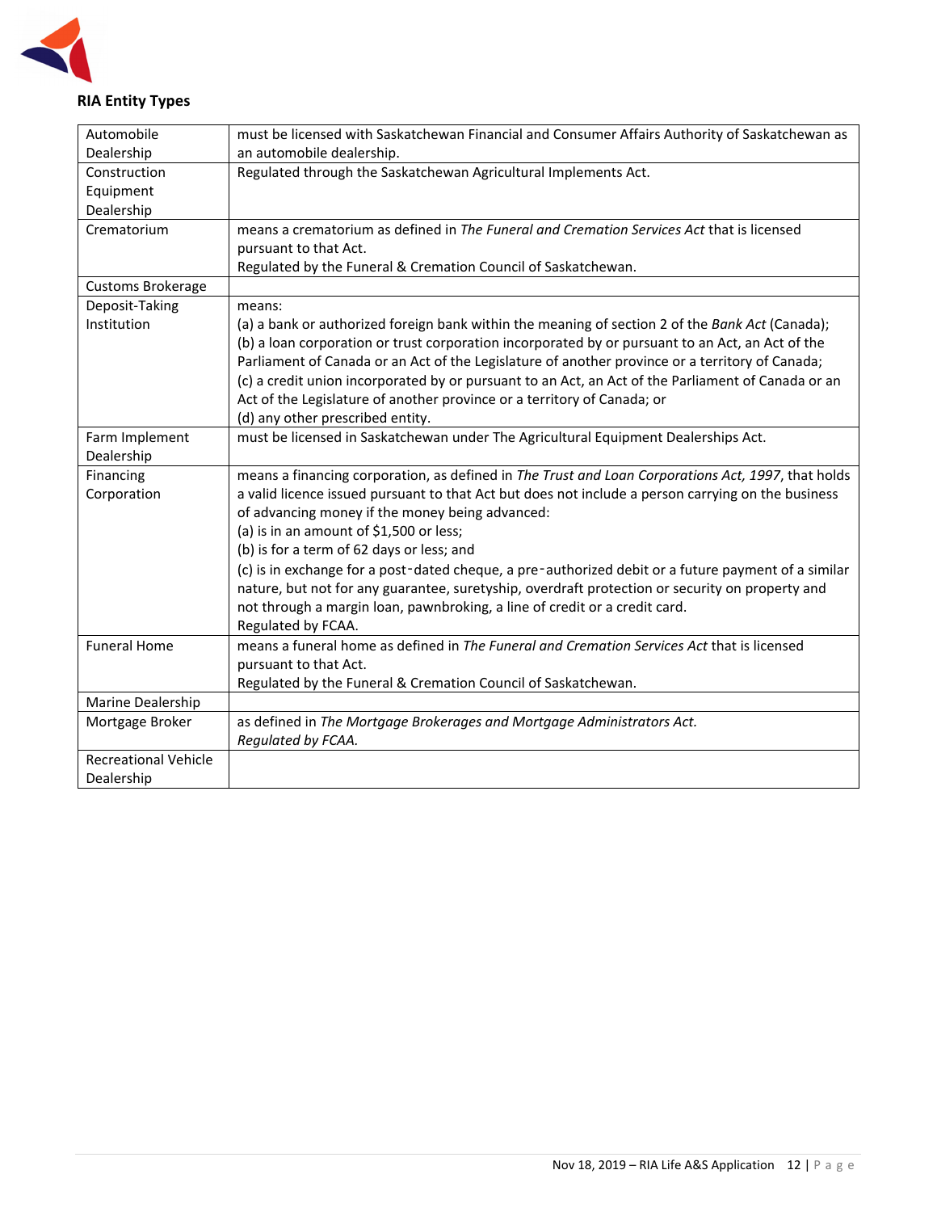## RIA Entity Types

| | |
|---|---|
| Automobile Dealership | must be licensed with Saskatchewan Financial and Consumer Affairs Authority of Saskatchewan as an automobile dealership. |
| Construction Equipment Dealership | Regulated through the Saskatchewan Agricultural Implements Act. |
| Crematorium | means a crematorium as defined in *The Funeral and Cremation Services Act* that is licensed pursuant to that Act.<br>Regulated by the Funeral & Cremation Council of Saskatchewan. |
| Customs Brokerage | |
| Deposit-Taking Institution | means:<br>(a) a bank or authorized foreign bank within the meaning of section 2 of the *Bank Act* (Canada);<br>(b) a loan corporation or trust corporation incorporated by or pursuant to an Act, an Act of the Parliament of Canada or an Act of the Legislature of another province or a territory of Canada;<br>(c) a credit union incorporated by or pursuant to an Act, an Act of the Parliament of Canada or an Act of the Legislature of another province or a territory of Canada; or<br>(d) any other prescribed entity. |
| Farm Implement Dealership | must be licensed in Saskatchewan under The Agricultural Equipment Dealerships Act. |
| Financing Corporation | means a financing corporation, as defined in *The Trust and Loan Corporations Act, 1997*, that holds a valid licence issued pursuant to that Act but does not include a person carrying on the business of advancing money if the money being advanced:<br>(a) is in an amount of $1,500 or less;<br>(b) is for a term of 62 days or less; and<br>(c) is in exchange for a post-dated cheque, a pre-authorized debit or a future payment of a similar nature, but not for any guarantee, suretyship, overdraft protection or security on property and not through a margin loan, pawnbroking, a line of credit or a credit card.<br>Regulated by FCAA. |
| Funeral Home | means a funeral home as defined in *The Funeral and Cremation Services Act* that is licensed pursuant to that Act.<br>Regulated by the Funeral & Cremation Council of Saskatchewan. |
| Marine Dealership | |
| Mortgage Broker | as defined in *The Mortgage Brokerages and Mortgage Administrators Act.*<br>*Regulated by FCAA.* |
| Recreational Vehicle Dealership | |